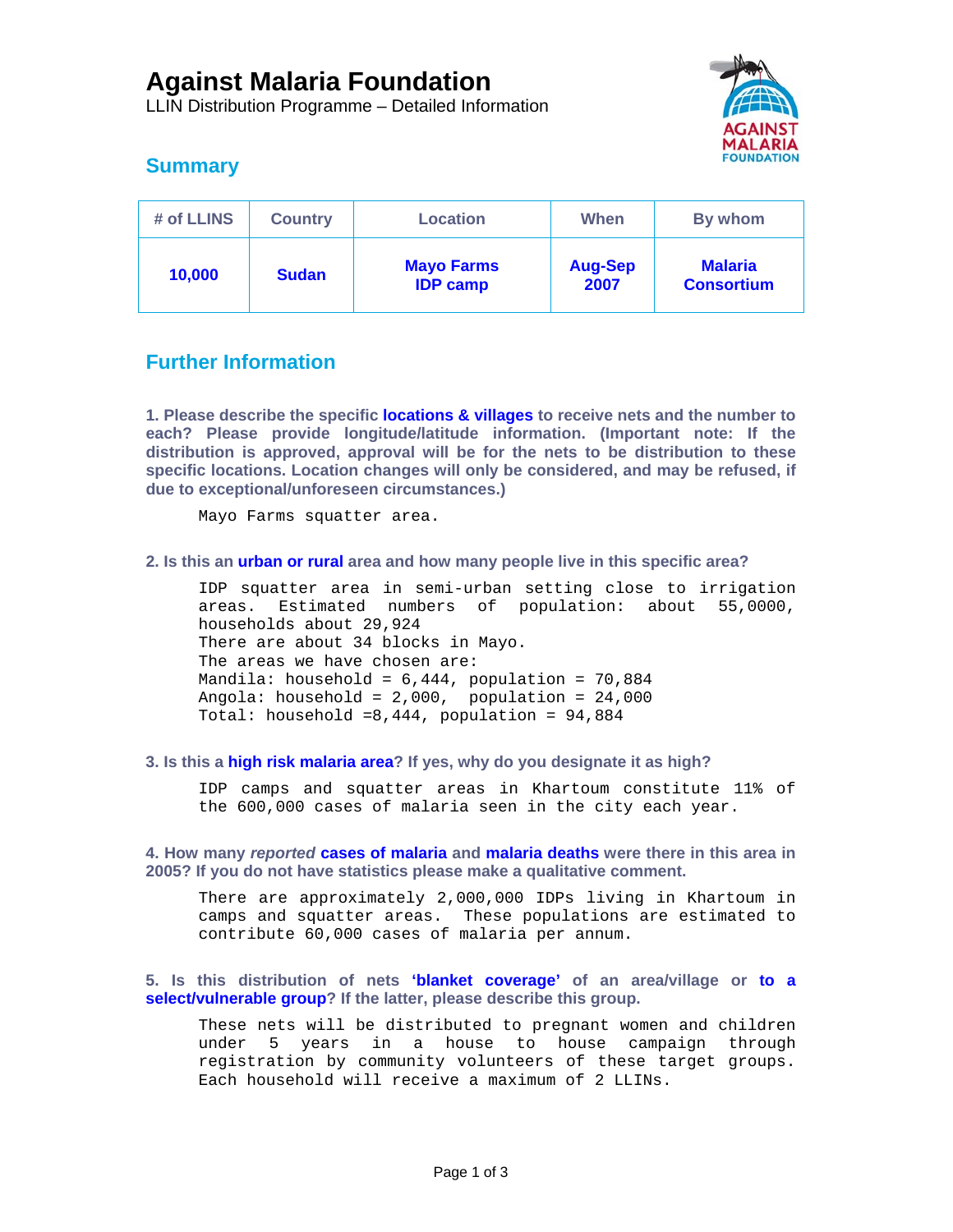# Against Malaria Foundation

LLIN Distribution Programme – Detailed Information

## Summary

| # of LLINS | Country | Location | When | By whom |
|---|---|---|---|---|
| **10,000** | **Sudan** | **Mayo Farms IDP camp** | **Aug-Sep 2007** | **Malaria Consortium** |

## Further Information

**1. Please describe the specific locations & villages to receive nets and the number to each? Please provide longitude/latitude information. (Important note: If the distribution is approved, approval will be for the nets to be distribution to these specific locations. Location changes will only be considered, and may be refused, if due to exceptional/unforeseen circumstances.)**

Mayo Farms squatter area.

**2. Is this an urban or rural area and how many people live in this specific area?**

IDP squatter area in semi-urban setting close to irrigation areas. Estimated numbers of population: about 55,0000, households about 29,924
There are about 34 blocks in Mayo.
The areas we have chosen are:
Mandila: household = 6,444, population = 70,884
Angola: household = 2,000, population = 24,000
Total: household =8,444, population = 94,884

**3. Is this a high risk malaria area? If yes, why do you designate it as high?**

IDP camps and squatter areas in Khartoum constitute 11% of the 600,000 cases of malaria seen in the city each year.

**4. How many *reported* cases of malaria and malaria deaths were there in this area in 2005? If you do not have statistics please make a qualitative comment.**

There are approximately 2,000,000 IDPs living in Khartoum in camps and squatter areas. These populations are estimated to contribute 60,000 cases of malaria per annum.

**5. Is this distribution of nets 'blanket coverage' of an area/village or to a select/vulnerable group? If the latter, please describe this group.**

These nets will be distributed to pregnant women and children under 5 years in a house to house campaign through registration by community volunteers of these target groups. Each household will receive a maximum of 2 LLINs.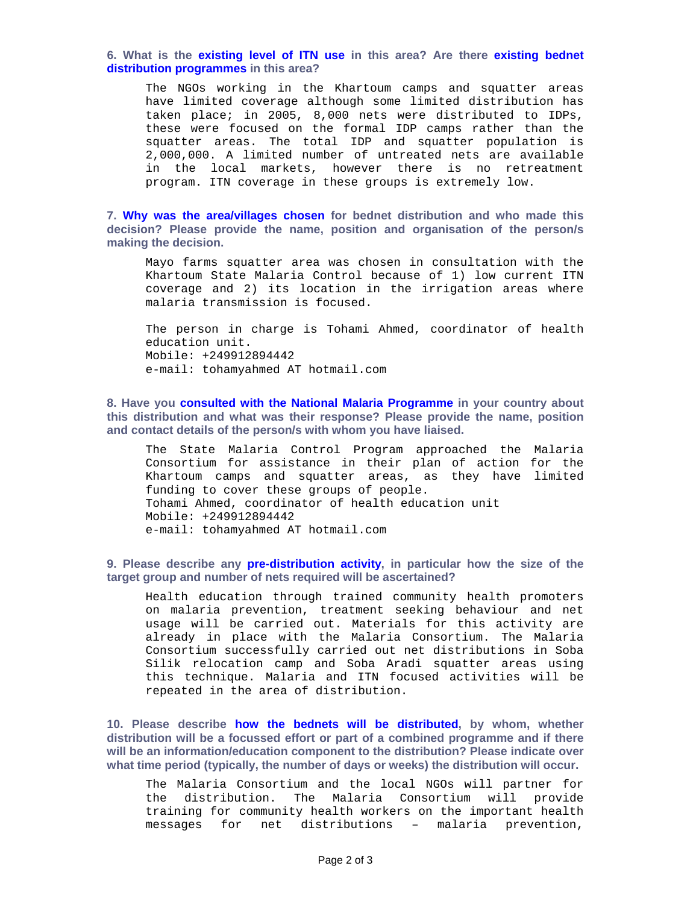**6. What is the existing level of ITN use in this area? Are there existing bednet distribution programmes in this area?**

The NGOs working in the Khartoum camps and squatter areas have limited coverage although some limited distribution has taken place; in 2005, 8,000 nets were distributed to IDPs, these were focused on the formal IDP camps rather than the squatter areas. The total IDP and squatter population is 2,000,000. A limited number of untreated nets are available in the local markets, however there is no retreatment program. ITN coverage in these groups is extremely low.

**7. Why was the area/villages chosen for bednet distribution and who made this decision? Please provide the name, position and organisation of the person/s making the decision.**

Mayo farms squatter area was chosen in consultation with the Khartoum State Malaria Control because of 1) low current ITN coverage and 2) its location in the irrigation areas where malaria transmission is focused.

The person in charge is Tohami Ahmed, coordinator of health education unit.
Mobile: +249912894442
e-mail: tohamyahmed AT hotmail.com

**8. Have you consulted with the National Malaria Programme in your country about this distribution and what was their response? Please provide the name, position and contact details of the person/s with whom you have liaised.**

The State Malaria Control Program approached the Malaria Consortium for assistance in their plan of action for the Khartoum camps and squatter areas, as they have limited funding to cover these groups of people.
Tohami Ahmed, coordinator of health education unit
Mobile: +249912894442
e-mail: tohamyahmed AT hotmail.com

**9. Please describe any pre-distribution activity, in particular how the size of the target group and number of nets required will be ascertained?**

Health education through trained community health promoters on malaria prevention, treatment seeking behaviour and net usage will be carried out. Materials for this activity are already in place with the Malaria Consortium. The Malaria Consortium successfully carried out net distributions in Soba Silik relocation camp and Soba Aradi squatter areas using this technique. Malaria and ITN focused activities will be repeated in the area of distribution.

**10. Please describe how the bednets will be distributed, by whom, whether distribution will be a focussed effort or part of a combined programme and if there will be an information/education component to the distribution? Please indicate over what time period (typically, the number of days or weeks) the distribution will occur.**

The Malaria Consortium and the local NGOs will partner for the distribution. The Malaria Consortium will provide training for community health workers on the important health messages for net distributions – malaria prevention,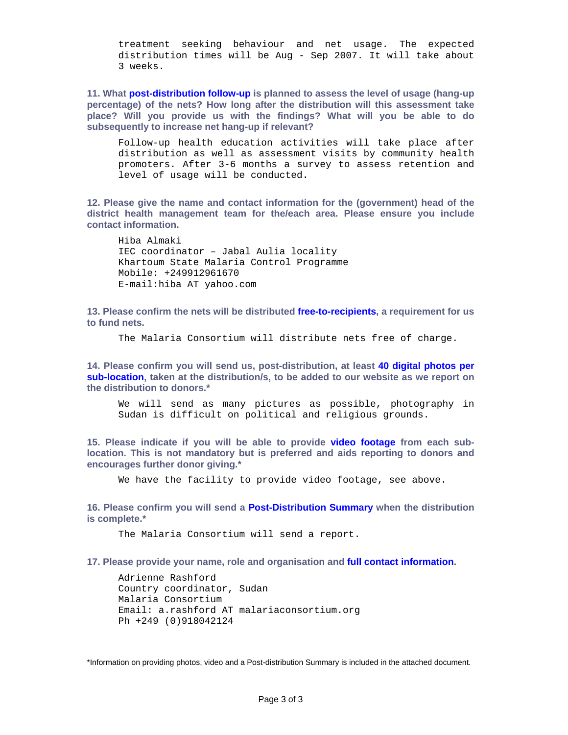treatment seeking behaviour and net usage. The expected distribution times will be Aug - Sep 2007. It will take about 3 weeks.

**11. What post-distribution follow-up is planned to assess the level of usage (hang-up percentage) of the nets? How long after the distribution will this assessment take place? Will you provide us with the findings? What will you be able to do subsequently to increase net hang-up if relevant?**

Follow-up health education activities will take place after distribution as well as assessment visits by community health promoters. After 3-6 months a survey to assess retention and level of usage will be conducted.

**12. Please give the name and contact information for the (government) head of the district health management team for the/each area. Please ensure you include contact information.**

Hiba Almaki
IEC coordinator – Jabal Aulia locality
Khartoum State Malaria Control Programme
Mobile: +249912961670
E-mail:hiba AT yahoo.com

**13. Please confirm the nets will be distributed free-to-recipients, a requirement for us to fund nets.**

The Malaria Consortium will distribute nets free of charge.

**14. Please confirm you will send us, post-distribution, at least 40 digital photos per sub-location, taken at the distribution/s, to be added to our website as we report on the distribution to donors.***

We will send as many pictures as possible, photography in Sudan is difficult on political and religious grounds.

**15. Please indicate if you will be able to provide video footage from each sub-location. This is not mandatory but is preferred and aids reporting to donors and encourages further donor giving.***

We have the facility to provide video footage, see above.

**16. Please confirm you will send a Post-Distribution Summary when the distribution is complete.***

The Malaria Consortium will send a report.

**17. Please provide your name, role and organisation and full contact information.**

Adrienne Rashford
Country coordinator, Sudan
Malaria Consortium
Email: a.rashford AT malariaconsortium.org
Ph +249 (0)918042124

*Information on providing photos, video and a Post-distribution Summary is included in the attached document.